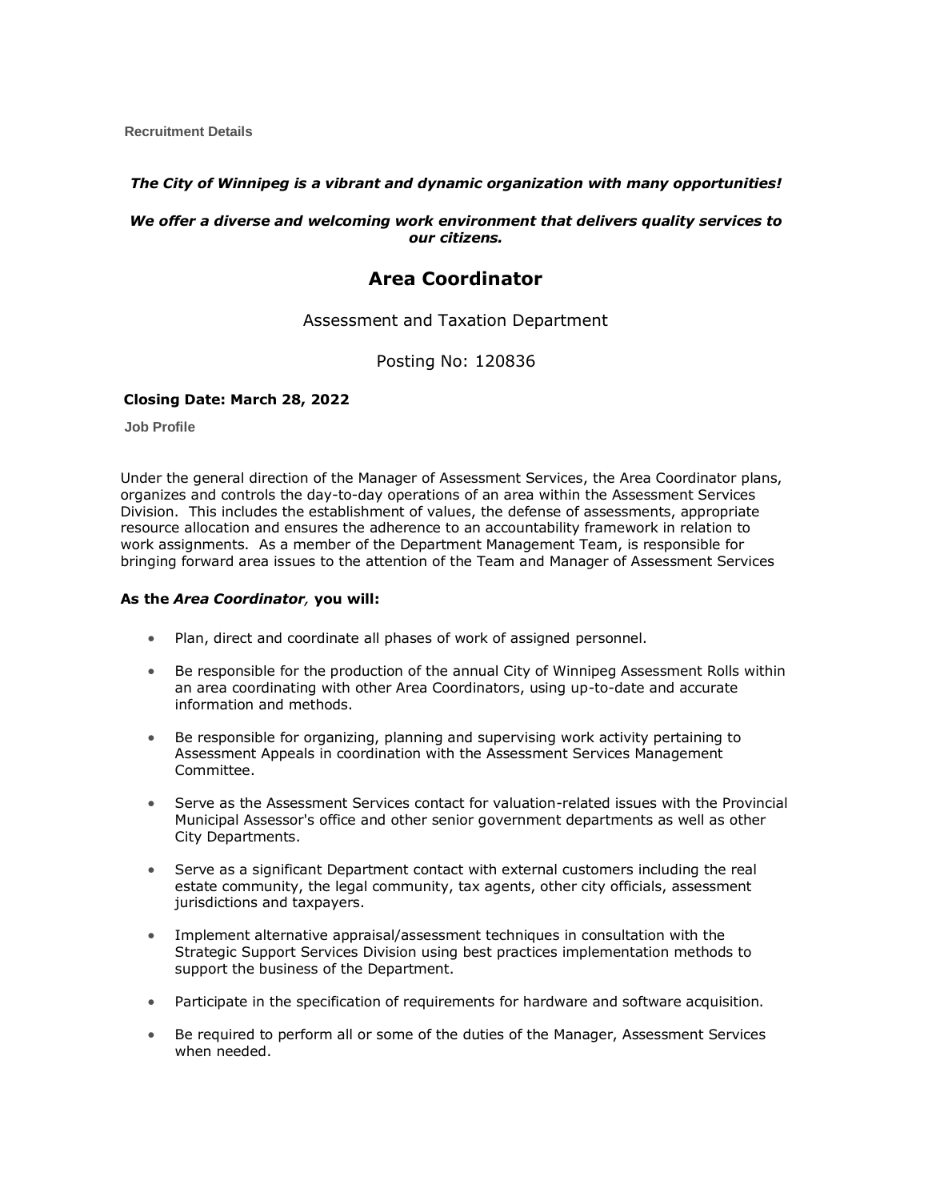**Recruitment Details**

***The City of Winnipeg is a vibrant and dynamic organization with many opportunities!***

***We offer a diverse and welcoming work environment that delivers quality services to our citizens.***

# Area Coordinator

Assessment and Taxation Department

Posting No: 120836

**Closing Date: March 28, 2022**

**Job Profile**

Under the general direction of the Manager of Assessment Services, the Area Coordinator plans, organizes and controls the day-to-day operations of an area within the Assessment Services Division. This includes the establishment of values, the defense of assessments, appropriate resource allocation and ensures the adherence to an accountability framework in relation to work assignments. As a member of the Department Management Team, is responsible for bringing forward area issues to the attention of the Team and Manager of Assessment Services

**As the *Area Coordinator,* you will:**

- Plan, direct and coordinate all phases of work of assigned personnel.
- Be responsible for the production of the annual City of Winnipeg Assessment Rolls within an area coordinating with other Area Coordinators, using up-to-date and accurate information and methods.
- Be responsible for organizing, planning and supervising work activity pertaining to Assessment Appeals in coordination with the Assessment Services Management Committee.
- Serve as the Assessment Services contact for valuation-related issues with the Provincial Municipal Assessor's office and other senior government departments as well as other City Departments.
- Serve as a significant Department contact with external customers including the real estate community, the legal community, tax agents, other city officials, assessment jurisdictions and taxpayers.
- Implement alternative appraisal/assessment techniques in consultation with the Strategic Support Services Division using best practices implementation methods to support the business of the Department.
- Participate in the specification of requirements for hardware and software acquisition.
- Be required to perform all or some of the duties of the Manager, Assessment Services when needed.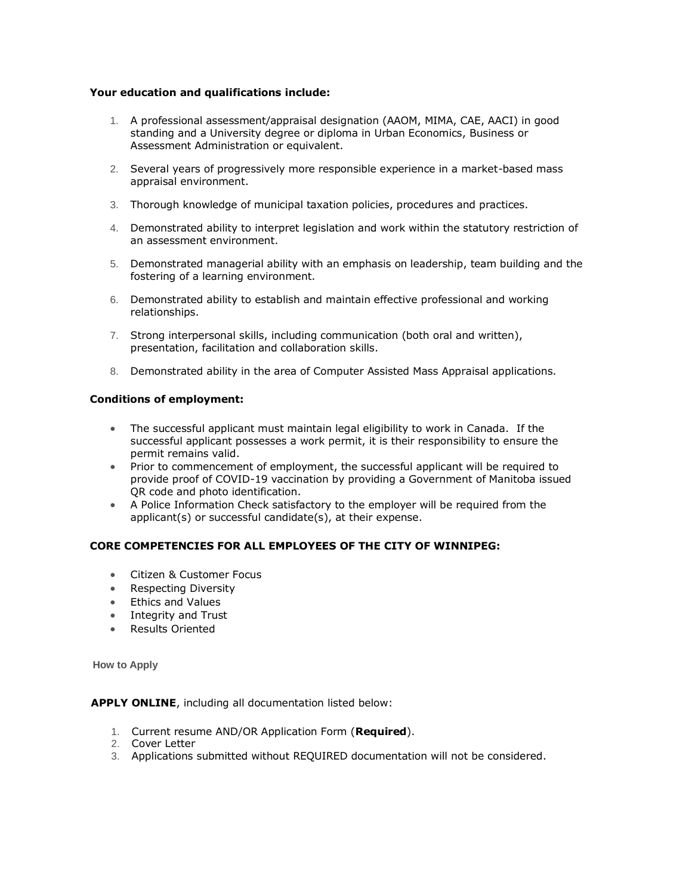**Your education and qualifications include:**

1. A professional assessment/appraisal designation (AAOM, MIMA, CAE, AACI) in good standing and a University degree or diploma in Urban Economics, Business or Assessment Administration or equivalent.
2. Several years of progressively more responsible experience in a market-based mass appraisal environment.
3. Thorough knowledge of municipal taxation policies, procedures and practices.
4. Demonstrated ability to interpret legislation and work within the statutory restriction of an assessment environment.
5. Demonstrated managerial ability with an emphasis on leadership, team building and the fostering of a learning environment.
6. Demonstrated ability to establish and maintain effective professional and working relationships.
7. Strong interpersonal skills, including communication (both oral and written), presentation, facilitation and collaboration skills.
8. Demonstrated ability in the area of Computer Assisted Mass Appraisal applications.

**Conditions of employment:**

- The successful applicant must maintain legal eligibility to work in Canada. If the successful applicant possesses a work permit, it is their responsibility to ensure the permit remains valid.
- Prior to commencement of employment, the successful applicant will be required to provide proof of COVID-19 vaccination by providing a Government of Manitoba issued QR code and photo identification.
- A Police Information Check satisfactory to the employer will be required from the applicant(s) or successful candidate(s), at their expense.

**CORE COMPETENCIES FOR ALL EMPLOYEES OF THE CITY OF WINNIPEG:**

- Citizen & Customer Focus
- Respecting Diversity
- Ethics and Values
- Integrity and Trust
- Results Oriented

**How to Apply**

**APPLY ONLINE**, including all documentation listed below:

1. Current resume AND/OR Application Form (**Required**).
2. Cover Letter
3. Applications submitted without REQUIRED documentation will not be considered.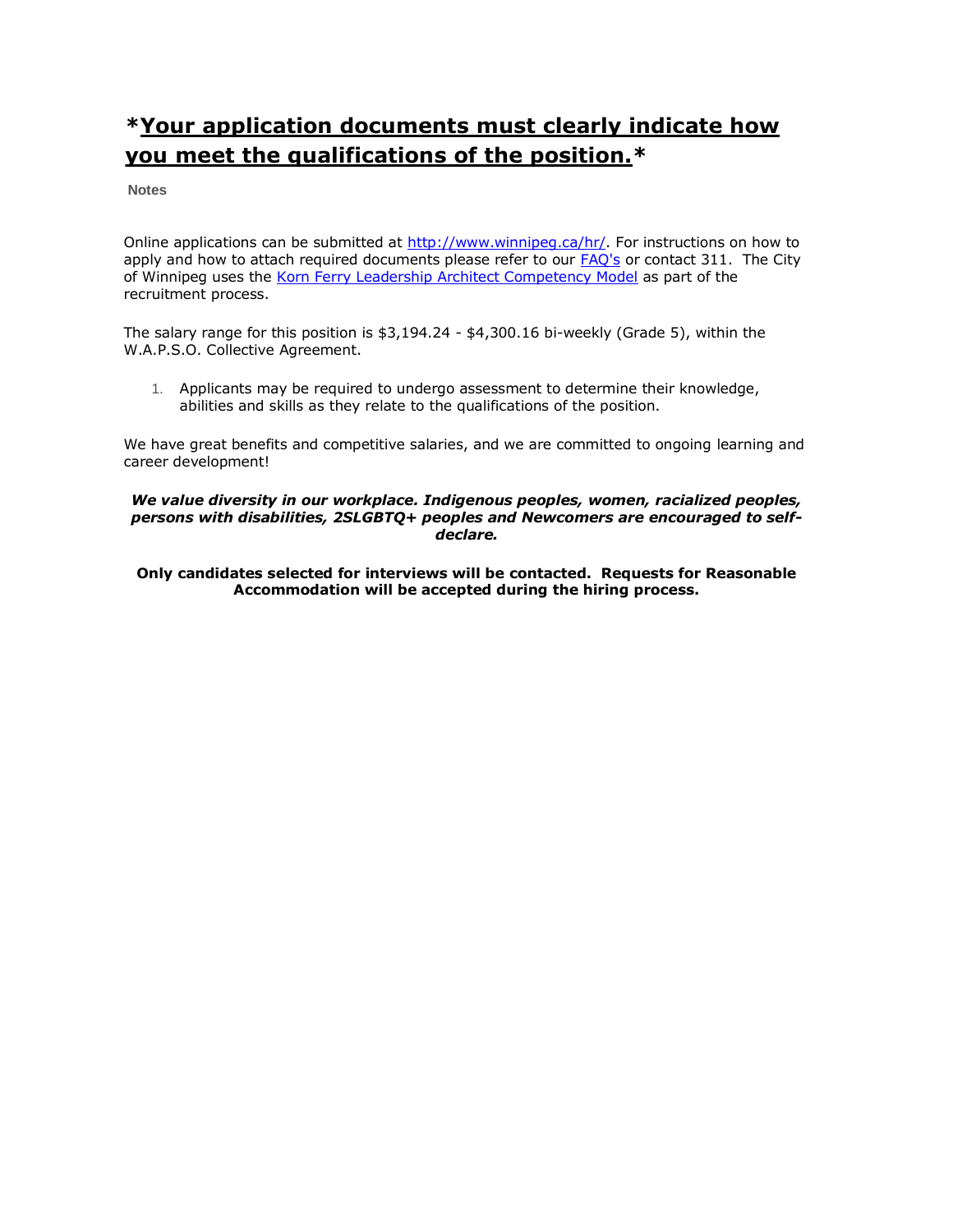## *<u>Your application documents must clearly indicate how you meet the qualifications of the position.</u>*

**Notes**

Online applications can be submitted at [http://www.winnipeg.ca/hr/](http://www.winnipeg.ca/hr/). For instructions on how to apply and how to attach required documents please refer to our [FAQ's](#) or contact 311. The City of Winnipeg uses the [Korn Ferry Leadership Architect Competency Model](#) as part of the recruitment process.

The salary range for this position is $3,194.24 - $4,300.16 bi-weekly (Grade 5), within the W.A.P.S.O. Collective Agreement.

1. Applicants may be required to undergo assessment to determine their knowledge, abilities and skills as they relate to the qualifications of the position.

We have great benefits and competitive salaries, and we are committed to ongoing learning and career development!

***We value diversity in our workplace. Indigenous peoples, women, racialized peoples, persons with disabilities, 2SLGBTQ+ peoples and Newcomers are encouraged to self-declare.***

**Only candidates selected for interviews will be contacted. Requests for Reasonable Accommodation will be accepted during the hiring process.**